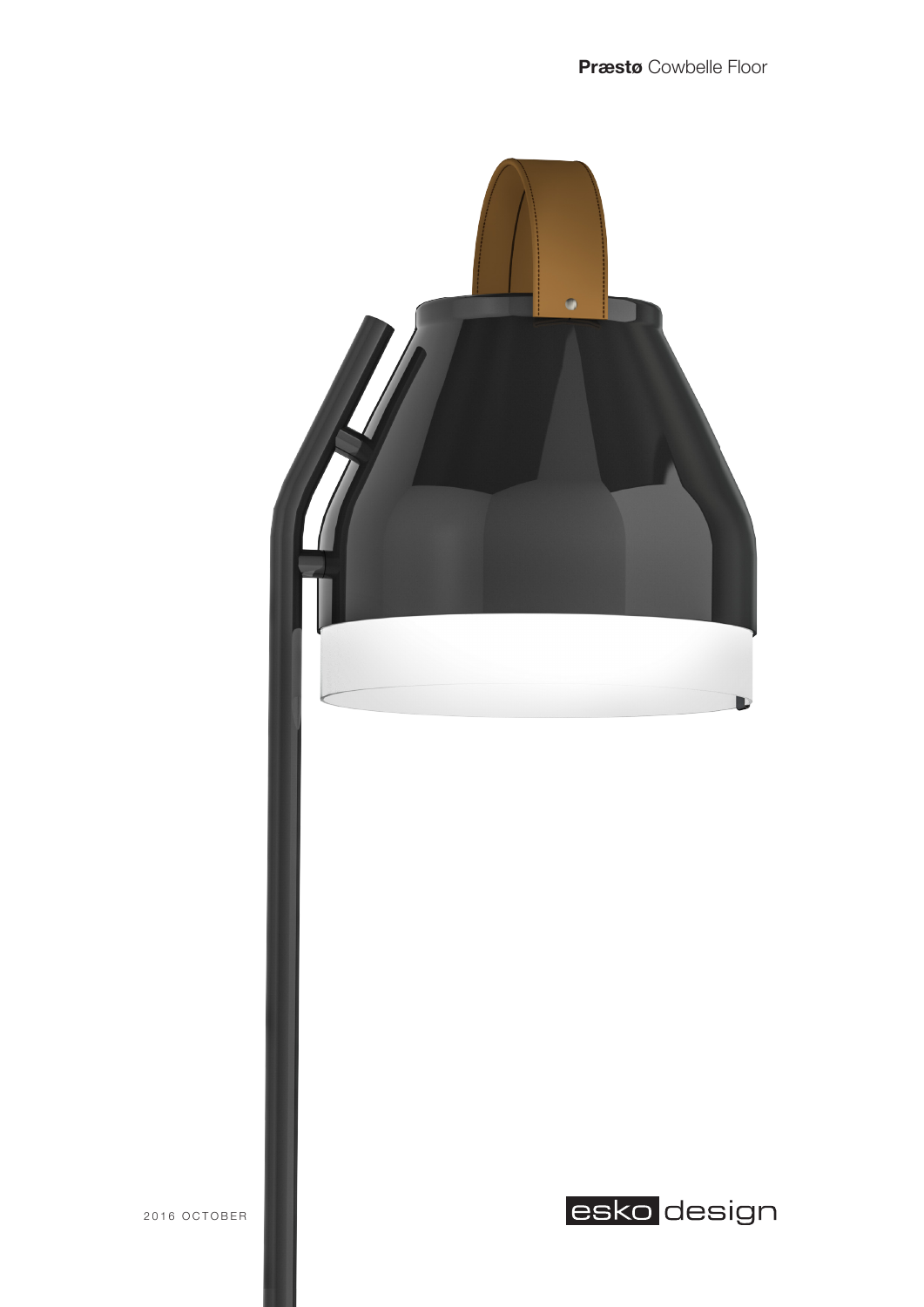**Præstø** Cowbelle Floor

2016 OCTOBER

esko design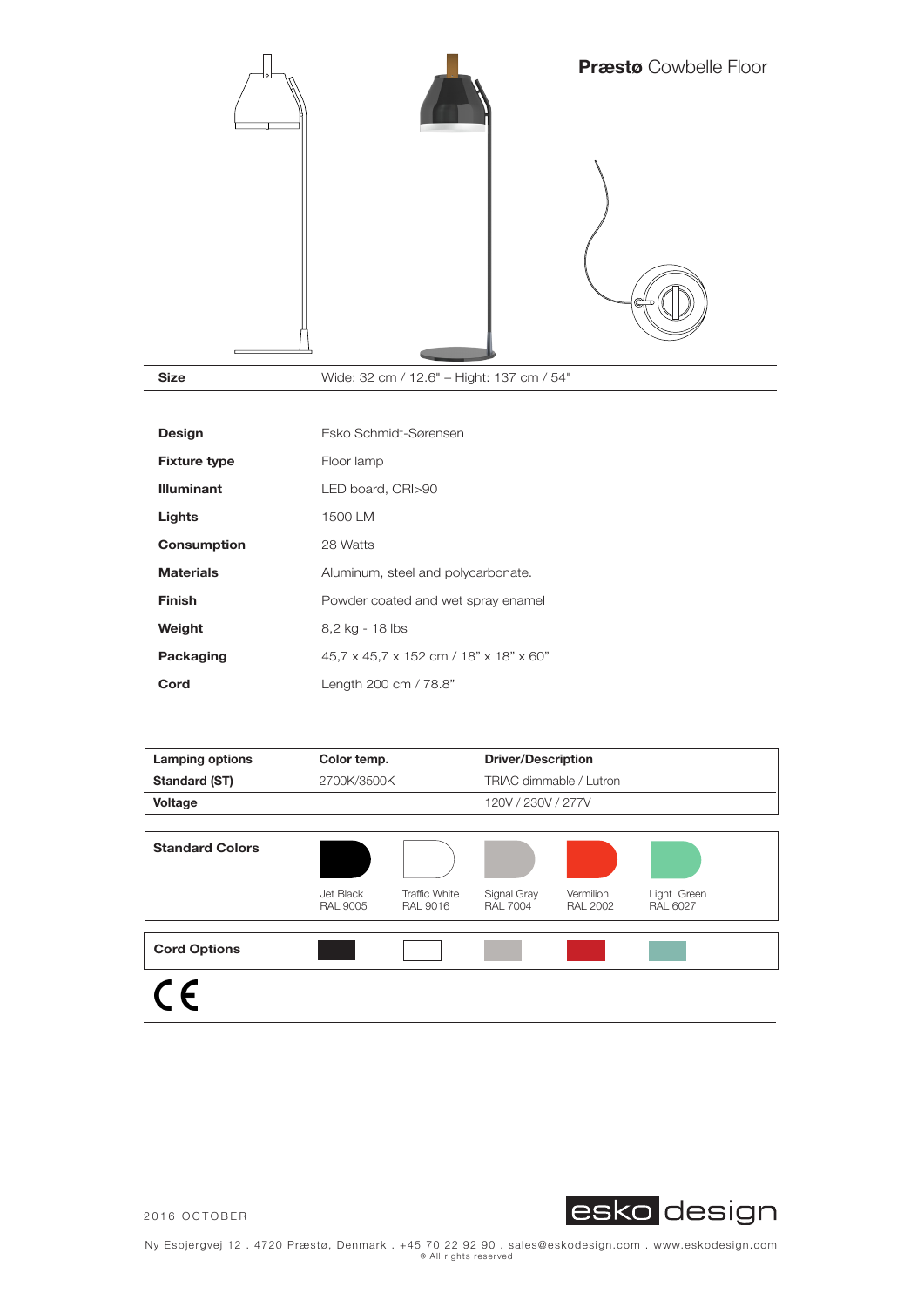# **Præstø** Cowbelle Floor

| | |
|---|---|
| **Size** | Wide: 32 cm / 12.6" – Hight: 137 cm / 54" |

| | |
|---|---|
| **Design** | Esko Schmidt-Sørensen |
| **Fixture type** | Floor lamp |
| **Illuminant** | LED board, CRI>90 |
| **Lights** | 1500 LM |
| **Consumption** | 28 Watts |
| **Materials** | Aluminum, steel and polycarbonate. |
| **Finish** | Powder coated and wet spray enamel |
| **Weight** | 8,2 kg - 18 lbs |
| **Packaging** | 45,7 x 45,7 x 152 cm / 18" x 18" x 60" |
| **Cord** | Length 200 cm / 78.8" |

| **Lamping options** | **Color temp.** | **Driver/Description** |
|---|---|---|
| **Standard (ST)** | 2700K/3500K | TRIAC dimmable / Lutron |
| **Voltage** | | 120V / 230V / 277V |

| **Standard Colors** | | | | | |
|---|---|---|---|---|---|
| | Jet Black RAL 9005 | Traffic White RAL 9016 | Signal Gray RAL 7004 | Vermilion RAL 2002 | Light Green RAL 6027 |

**Cord Options**

CE

2016 OCTOBER

esko design

Ny Esbjergvej 12 . 4720 Præstø, Denmark . +45 70 22 92 90 . sales@eskodesign.com . www.eskodesign.com
® All rights reserved